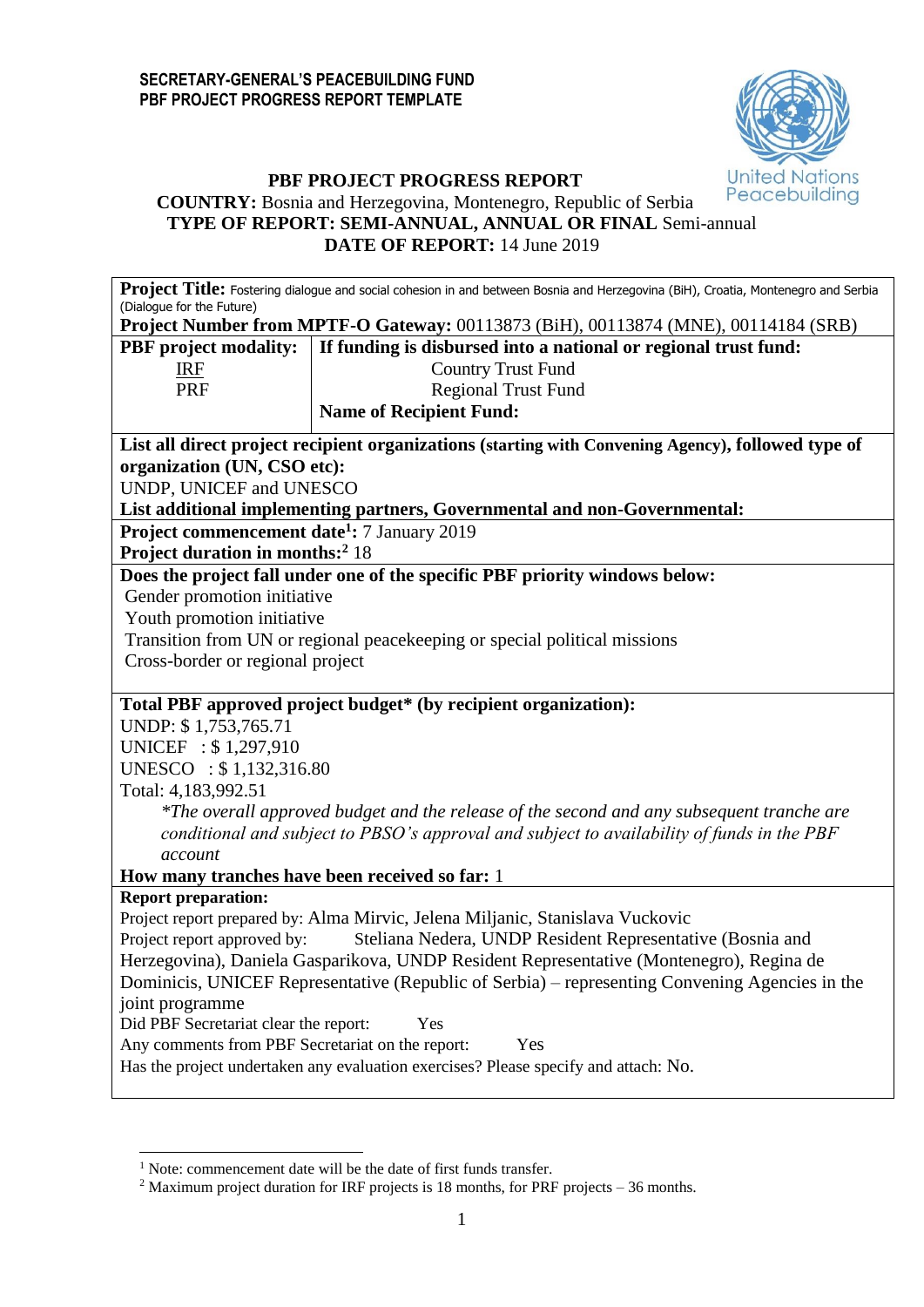**SECRETARY-GENERAL'S PEACEBUILDING FUND**
**PBF PROJECT PROGRESS REPORT TEMPLATE**

# PBF PROJECT PROGRESS REPORT

**COUNTRY:** Bosnia and Herzegovina, Montenegro, Republic of Serbia
**TYPE OF REPORT: SEMI-ANNUAL, ANNUAL OR FINAL** Semi-annual
**DATE OF REPORT:** 14 June 2019

**Project Title:** Fostering dialogue and social cohesion in and between Bosnia and Herzegovina (BiH), Croatia, Montenegro and Serbia (Dialogue for the Future)

**Project Number from MPTF-O Gateway:** 00113873 (BiH), 00113874 (MNE), 00114184 (SRB)

| **PBF project modality:** | **If funding is disbursed into a national or regional trust fund:** |
|---|---|
| IRF | Country Trust Fund |
| PRF | Regional Trust Fund |
| | **Name of Recipient Fund:** |

**List all direct project recipient organizations (starting with Convening Agency), followed type of organization (UN, CSO etc):**
UNDP, UNICEF and UNESCO

**List additional implementing partners, Governmental and non-Governmental:**

**Project commencement date[1]:** 7 January 2019
**Project duration in months:[2]** 18

**Does the project fall under one of the specific PBF priority windows below:**
- Gender promotion initiative
- Youth promotion initiative
- Transition from UN or regional peacekeeping or special political missions
- Cross-border or regional project

**Total PBF approved project budget\* (by recipient organization):**
UNDP: $ 1,753,765.71
UNICEF : $ 1,297,910
UNESCO : $ 1,132,316.80
Total: 4,183,992.51

*\*The overall approved budget and the release of the second and any subsequent tranche are conditional and subject to PBSO's approval and subject to availability of funds in the PBF account*

**How many tranches have been received so far:** 1

**Report preparation:**
Project report prepared by: Alma Mirvic, Jelena Miljanic, Stanislava Vuckovic
Project report approved by: Steliana Nedera, UNDP Resident Representative (Bosnia and Herzegovina), Daniela Gasparikova, UNDP Resident Representative (Montenegro), Regina de Dominicis, UNICEF Representative (Republic of Serbia) – representing Convening Agencies in the joint programme
Did PBF Secretariat clear the report: Yes
Any comments from PBF Secretariat on the report: Yes
Has the project undertaken any evaluation exercises? Please specify and attach: No.

---

[1] Note: commencement date will be the date of first funds transfer.
[2] Maximum project duration for IRF projects is 18 months, for PRF projects – 36 months.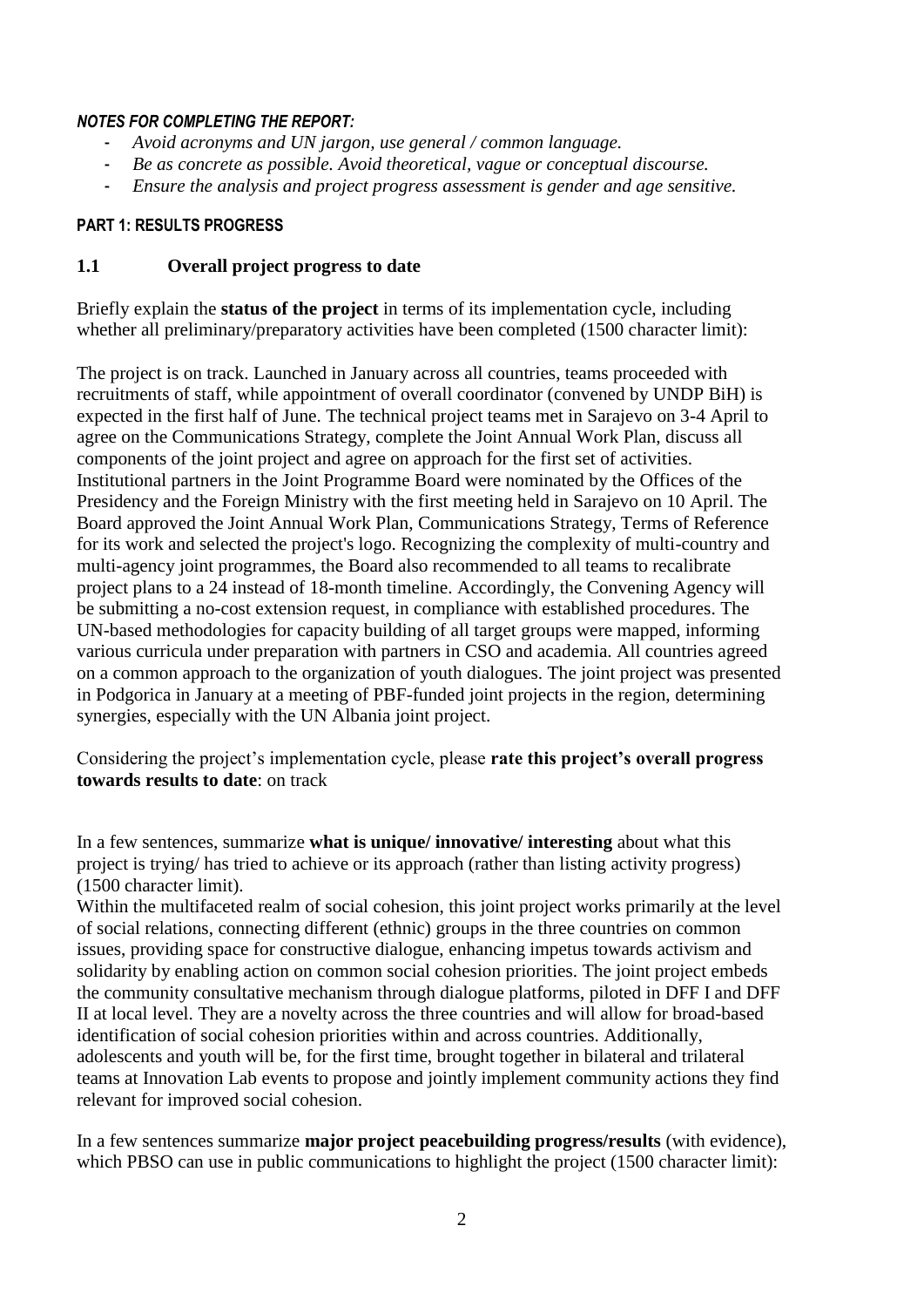***NOTES FOR COMPLETING THE REPORT:***

- *Avoid acronyms and UN jargon, use general / common language.*
- *Be as concrete as possible. Avoid theoretical, vague or conceptual discourse.*
- *Ensure the analysis and project progress assessment is gender and age sensitive.*

## PART 1: RESULTS PROGRESS

### 1.1 Overall project progress to date

Briefly explain the **status of the project** in terms of its implementation cycle, including whether all preliminary/preparatory activities have been completed (1500 character limit):

The project is on track. Launched in January across all countries, teams proceeded with recruitments of staff, while appointment of overall coordinator (convened by UNDP BiH) is expected in the first half of June. The technical project teams met in Sarajevo on 3-4 April to agree on the Communications Strategy, complete the Joint Annual Work Plan, discuss all components of the joint project and agree on approach for the first set of activities. Institutional partners in the Joint Programme Board were nominated by the Offices of the Presidency and the Foreign Ministry with the first meeting held in Sarajevo on 10 April. The Board approved the Joint Annual Work Plan, Communications Strategy, Terms of Reference for its work and selected the project's logo. Recognizing the complexity of multi-country and multi-agency joint programmes, the Board also recommended to all teams to recalibrate project plans to a 24 instead of 18-month timeline. Accordingly, the Convening Agency will be submitting a no-cost extension request, in compliance with established procedures. The UN-based methodologies for capacity building of all target groups were mapped, informing various curricula under preparation with partners in CSO and academia. All countries agreed on a common approach to the organization of youth dialogues. The joint project was presented in Podgorica in January at a meeting of PBF-funded joint projects in the region, determining synergies, especially with the UN Albania joint project.

Considering the project's implementation cycle, please **rate this project's overall progress towards results to date**: on track

In a few sentences, summarize **what is unique/ innovative/ interesting** about what this project is trying/ has tried to achieve or its approach (rather than listing activity progress) (1500 character limit).

Within the multifaceted realm of social cohesion, this joint project works primarily at the level of social relations, connecting different (ethnic) groups in the three countries on common issues, providing space for constructive dialogue, enhancing impetus towards activism and solidarity by enabling action on common social cohesion priorities. The joint project embeds the community consultative mechanism through dialogue platforms, piloted in DFF I and DFF II at local level. They are a novelty across the three countries and will allow for broad-based identification of social cohesion priorities within and across countries. Additionally, adolescents and youth will be, for the first time, brought together in bilateral and trilateral teams at Innovation Lab events to propose and jointly implement community actions they find relevant for improved social cohesion.

In a few sentences summarize **major project peacebuilding progress/results** (with evidence), which PBSO can use in public communications to highlight the project (1500 character limit):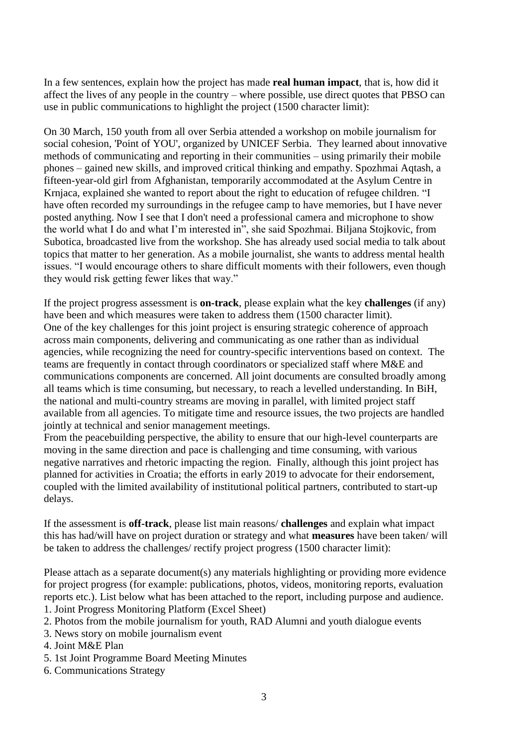In a few sentences, explain how the project has made **real human impact**, that is, how did it affect the lives of any people in the country – where possible, use direct quotes that PBSO can use in public communications to highlight the project (1500 character limit):

On 30 March, 150 youth from all over Serbia attended a workshop on mobile journalism for social cohesion, 'Point of YOU', organized by UNICEF Serbia. They learned about innovative methods of communicating and reporting in their communities – using primarily their mobile phones – gained new skills, and improved critical thinking and empathy. Spozhmai Aqtash, a fifteen-year-old girl from Afghanistan, temporarily accommodated at the Asylum Centre in Krnjaca, explained she wanted to report about the right to education of refugee children. "I have often recorded my surroundings in the refugee camp to have memories, but I have never posted anything. Now I see that I don't need a professional camera and microphone to show the world what I do and what I'm interested in", she said Spozhmai. Biljana Stojkovic, from Subotica, broadcasted live from the workshop. She has already used social media to talk about topics that matter to her generation. As a mobile journalist, she wants to address mental health issues. "I would encourage others to share difficult moments with their followers, even though they would risk getting fewer likes that way."

If the project progress assessment is **on-track**, please explain what the key **challenges** (if any) have been and which measures were taken to address them (1500 character limit).
One of the key challenges for this joint project is ensuring strategic coherence of approach across main components, delivering and communicating as one rather than as individual agencies, while recognizing the need for country-specific interventions based on context. The teams are frequently in contact through coordinators or specialized staff where M&E and communications components are concerned. All joint documents are consulted broadly among all teams which is time consuming, but necessary, to reach a levelled understanding. In BiH, the national and multi-country streams are moving in parallel, with limited project staff available from all agencies. To mitigate time and resource issues, the two projects are handled jointly at technical and senior management meetings.
From the peacebuilding perspective, the ability to ensure that our high-level counterparts are moving in the same direction and pace is challenging and time consuming, with various negative narratives and rhetoric impacting the region. Finally, although this joint project has planned for activities in Croatia; the efforts in early 2019 to advocate for their endorsement, coupled with the limited availability of institutional political partners, contributed to start-up delays.

If the assessment is **off-track**, please list main reasons/ **challenges** and explain what impact this has had/will have on project duration or strategy and what **measures** have been taken/ will be taken to address the challenges/ rectify project progress (1500 character limit):

Please attach as a separate document(s) any materials highlighting or providing more evidence for project progress (for example: publications, photos, videos, monitoring reports, evaluation reports etc.). List below what has been attached to the report, including purpose and audience.

1. Joint Progress Monitoring Platform (Excel Sheet)
2. Photos from the mobile journalism for youth, RAD Alumni and youth dialogue events
3. News story on mobile journalism event
4. Joint M&E Plan
5. 1st Joint Programme Board Meeting Minutes
6. Communications Strategy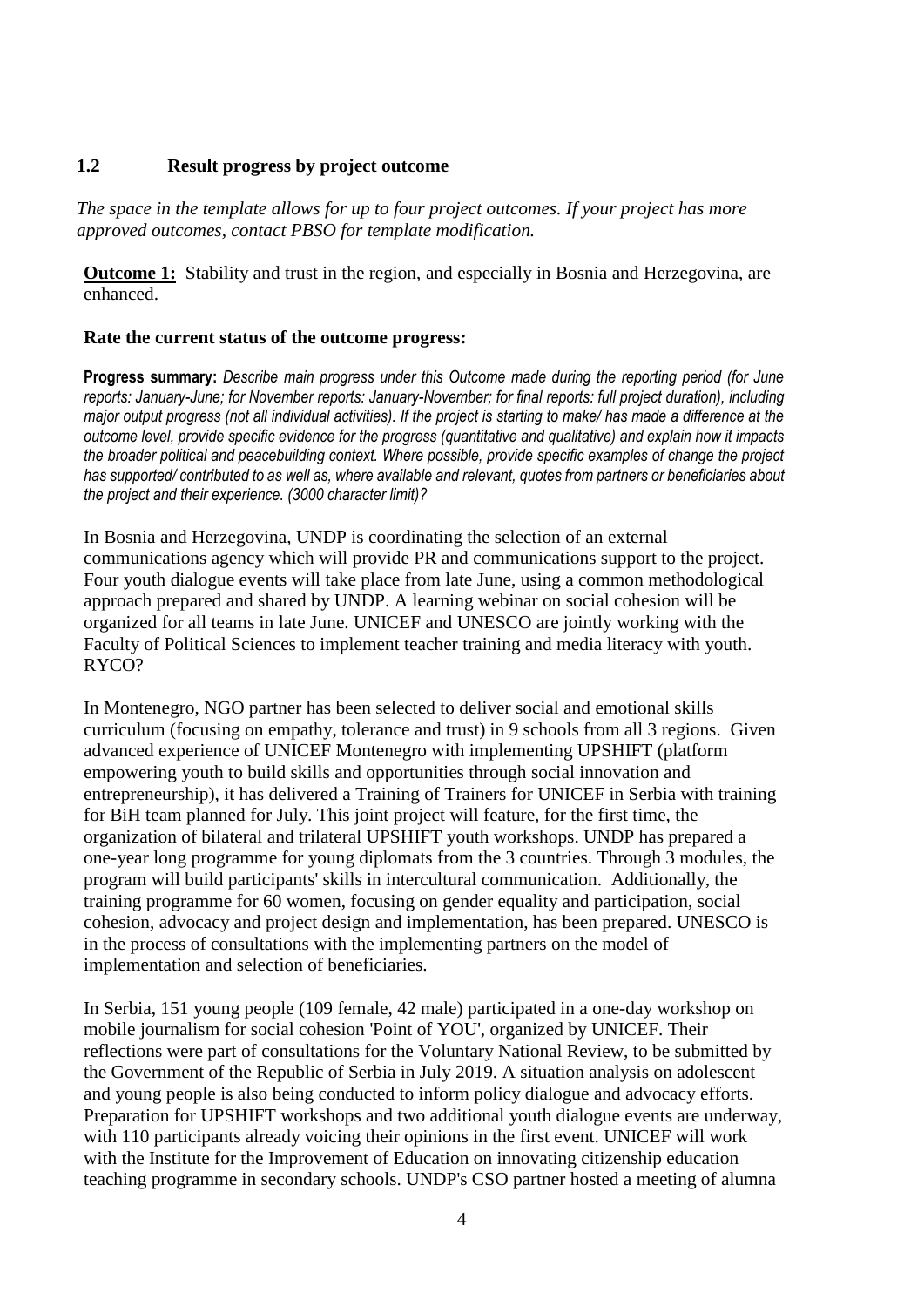## 1.2 Result progress by project outcome

*The space in the template allows for up to four project outcomes. If your project has more approved outcomes, contact PBSO for template modification.*

**Outcome 1:** Stability and trust in the region, and especially in Bosnia and Herzegovina, are enhanced.

**Rate the current status of the outcome progress:**

**Progress summary:** *Describe main progress under this Outcome made during the reporting period (for June reports: January-June; for November reports: January-November; for final reports: full project duration), including major output progress (not all individual activities). If the project is starting to make/ has made a difference at the outcome level, provide specific evidence for the progress (quantitative and qualitative) and explain how it impacts the broader political and peacebuilding context. Where possible, provide specific examples of change the project has supported/ contributed to as well as, where available and relevant, quotes from partners or beneficiaries about the project and their experience. (3000 character limit)?*

In Bosnia and Herzegovina, UNDP is coordinating the selection of an external communications agency which will provide PR and communications support to the project. Four youth dialogue events will take place from late June, using a common methodological approach prepared and shared by UNDP. A learning webinar on social cohesion will be organized for all teams in late June. UNICEF and UNESCO are jointly working with the Faculty of Political Sciences to implement teacher training and media literacy with youth. RYCO?

In Montenegro, NGO partner has been selected to deliver social and emotional skills curriculum (focusing on empathy, tolerance and trust) in 9 schools from all 3 regions. Given advanced experience of UNICEF Montenegro with implementing UPSHIFT (platform empowering youth to build skills and opportunities through social innovation and entrepreneurship), it has delivered a Training of Trainers for UNICEF in Serbia with training for BiH team planned for July. This joint project will feature, for the first time, the organization of bilateral and trilateral UPSHIFT youth workshops. UNDP has prepared a one-year long programme for young diplomats from the 3 countries. Through 3 modules, the program will build participants' skills in intercultural communication. Additionally, the training programme for 60 women, focusing on gender equality and participation, social cohesion, advocacy and project design and implementation, has been prepared. UNESCO is in the process of consultations with the implementing partners on the model of implementation and selection of beneficiaries.

In Serbia, 151 young people (109 female, 42 male) participated in a one-day workshop on mobile journalism for social cohesion 'Point of YOU', organized by UNICEF. Their reflections were part of consultations for the Voluntary National Review, to be submitted by the Government of the Republic of Serbia in July 2019. A situation analysis on adolescent and young people is also being conducted to inform policy dialogue and advocacy efforts. Preparation for UPSHIFT workshops and two additional youth dialogue events are underway, with 110 participants already voicing their opinions in the first event. UNICEF will work with the Institute for the Improvement of Education on innovating citizenship education teaching programme in secondary schools. UNDP's CSO partner hosted a meeting of alumna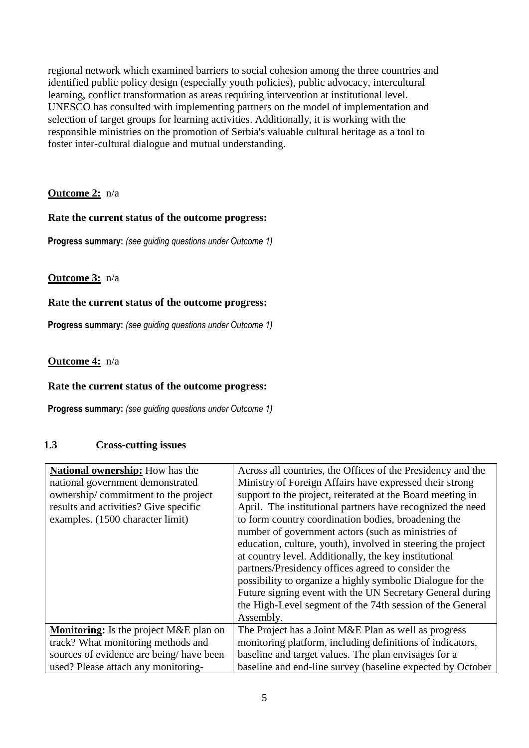regional network which examined barriers to social cohesion among the three countries and identified public policy design (especially youth policies), public advocacy, intercultural learning, conflict transformation as areas requiring intervention at institutional level. UNESCO has consulted with implementing partners on the model of implementation and selection of target groups for learning activities. Additionally, it is working with the responsible ministries on the promotion of Serbia's valuable cultural heritage as a tool to foster inter-cultural dialogue and mutual understanding.

**Outcome 2:** n/a

**Rate the current status of the outcome progress:**

**Progress summary:** *(see guiding questions under Outcome 1)*

**Outcome 3:** n/a

**Rate the current status of the outcome progress:**

**Progress summary:** *(see guiding questions under Outcome 1)*

**Outcome 4:** n/a

**Rate the current status of the outcome progress:**

**Progress summary:** *(see guiding questions under Outcome 1)*

### 1.3 Cross-cutting issues

| | |
|---|---|
| **National ownership:** How has the national government demonstrated ownership/ commitment to the project results and activities? Give specific examples. (1500 character limit) | Across all countries, the Offices of the Presidency and the Ministry of Foreign Affairs have expressed their strong support to the project, reiterated at the Board meeting in April. The institutional partners have recognized the need to form country coordination bodies, broadening the number of government actors (such as ministries of education, culture, youth), involved in steering the project at country level. Additionally, the key institutional partners/Presidency offices agreed to consider the possibility to organize a highly symbolic Dialogue for the Future signing event with the UN Secretary General during the High-Level segment of the 74th session of the General Assembly. |
| **Monitoring:** Is the project M&E plan on track? What monitoring methods and sources of evidence are being/ have been used? Please attach any monitoring- | The Project has a Joint M&E Plan as well as progress monitoring platform, including definitions of indicators, baseline and target values. The plan envisages for a baseline and end-line survey (baseline expected by October |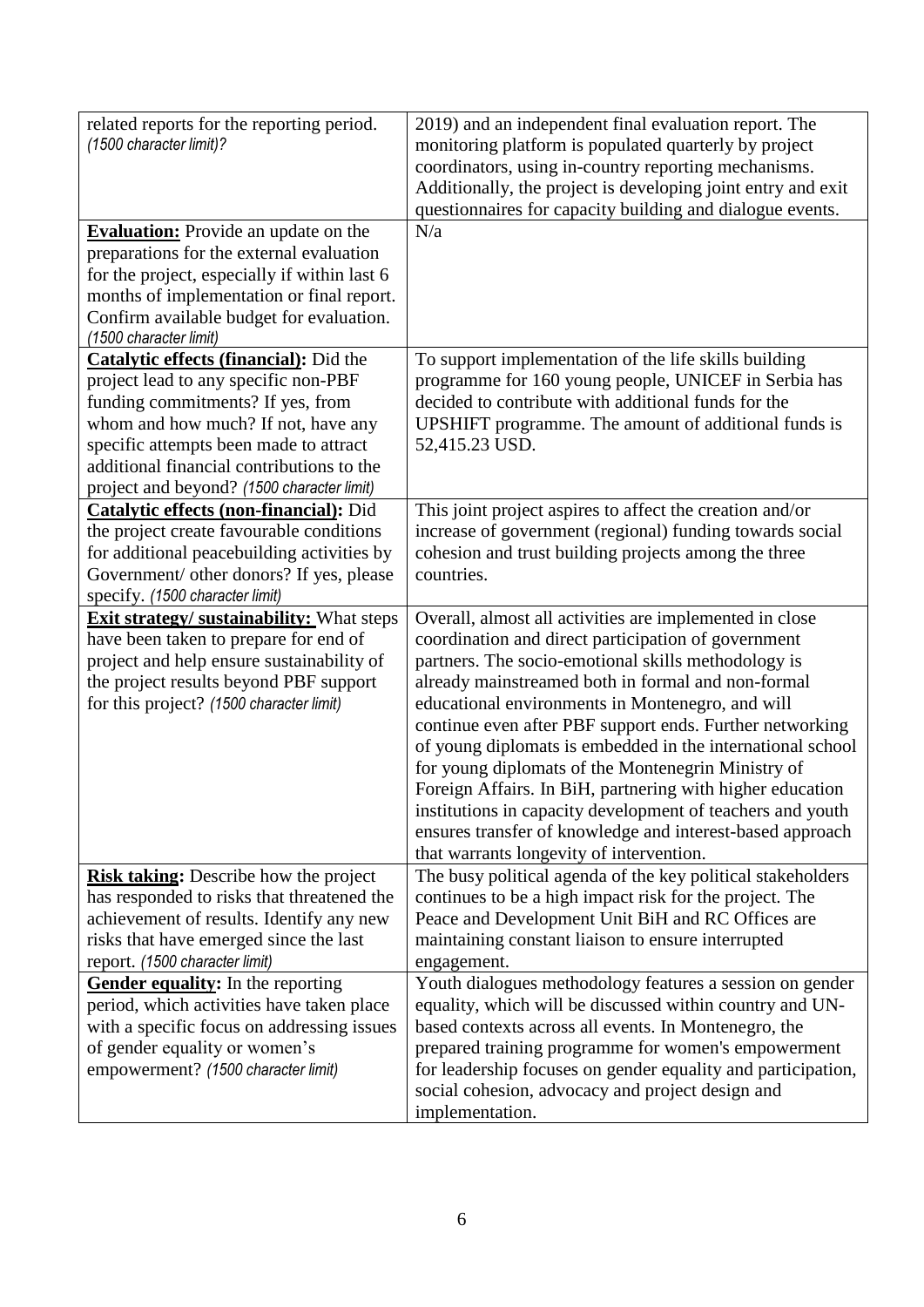| | |
|---|---|
| related reports for the reporting period. *(1500 character limit)?* | 2019) and an independent final evaluation report. The monitoring platform is populated quarterly by project coordinators, using in-country reporting mechanisms. Additionally, the project is developing joint entry and exit questionnaires for capacity building and dialogue events. |
| **Evaluation:** Provide an update on the preparations for the external evaluation for the project, especially if within last 6 months of implementation or final report. Confirm available budget for evaluation. *(1500 character limit)* | N/a |
| **Catalytic effects (financial):** Did the project lead to any specific non-PBF funding commitments? If yes, from whom and how much? If not, have any specific attempts been made to attract additional financial contributions to the project and beyond? *(1500 character limit)* | To support implementation of the life skills building programme for 160 young people, UNICEF in Serbia has decided to contribute with additional funds for the UPSHIFT programme. The amount of additional funds is 52,415.23 USD. |
| **Catalytic effects (non-financial):** Did the project create favourable conditions for additional peacebuilding activities by Government/ other donors? If yes, please specify. *(1500 character limit)* | This joint project aspires to affect the creation and/or increase of government (regional) funding towards social cohesion and trust building projects among the three countries. |
| **Exit strategy/ sustainability:** What steps have been taken to prepare for end of project and help ensure sustainability of the project results beyond PBF support for this project? *(1500 character limit)* | Overall, almost all activities are implemented in close coordination and direct participation of government partners. The socio-emotional skills methodology is already mainstreamed both in formal and non-formal educational environments in Montenegro, and will continue even after PBF support ends. Further networking of young diplomats is embedded in the international school for young diplomats of the Montenegrin Ministry of Foreign Affairs. In BiH, partnering with higher education institutions in capacity development of teachers and youth ensures transfer of knowledge and interest-based approach that warrants longevity of intervention. |
| **Risk taking:** Describe how the project has responded to risks that threatened the achievement of results. Identify any new risks that have emerged since the last report. *(1500 character limit)* | The busy political agenda of the key political stakeholders continues to be a high impact risk for the project. The Peace and Development Unit BiH and RC Offices are maintaining constant liaison to ensure interrupted engagement. |
| **Gender equality:** In the reporting period, which activities have taken place with a specific focus on addressing issues of gender equality or women's empowerment? *(1500 character limit)* | Youth dialogues methodology features a session on gender equality, which will be discussed within country and UN-based contexts across all events. In Montenegro, the prepared training programme for women's empowerment for leadership focuses on gender equality and participation, social cohesion, advocacy and project design and implementation. |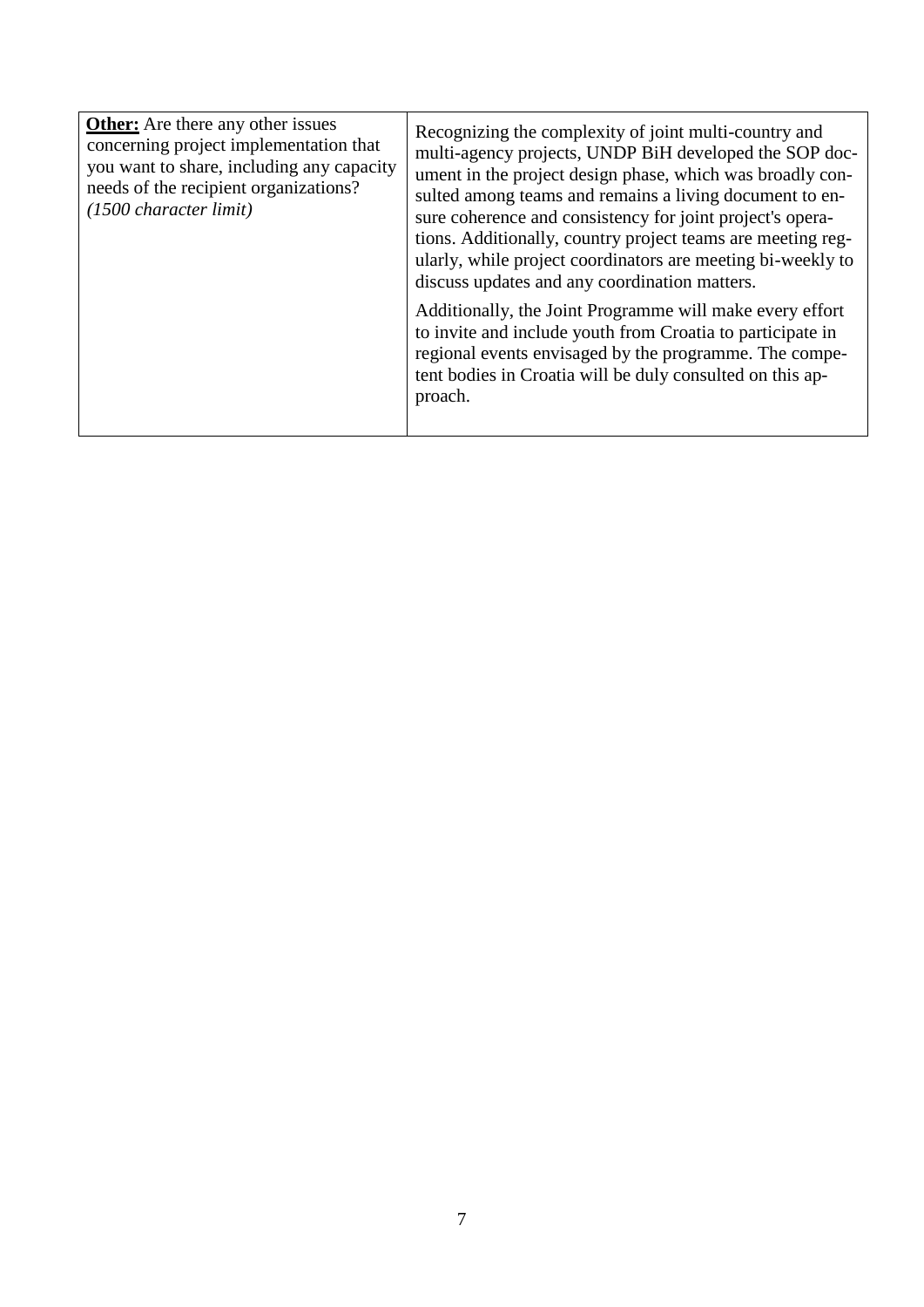| | |
|---|---|
| <u>**Other:**</u> Are there any other issues concerning project implementation that you want to share, including any capacity needs of the recipient organizations? *(1500 character limit)* | Recognizing the complexity of joint multi-country and multi-agency projects, UNDP BiH developed the SOP document in the project design phase, which was broadly consulted among teams and remains a living document to ensure coherence and consistency for joint project's operations. Additionally, country project teams are meeting regularly, while project coordinators are meeting bi-weekly to discuss updates and any coordination matters.<br><br>Additionally, the Joint Programme will make every effort to invite and include youth from Croatia to participate in regional events envisaged by the programme. The competent bodies in Croatia will be duly consulted on this approach. |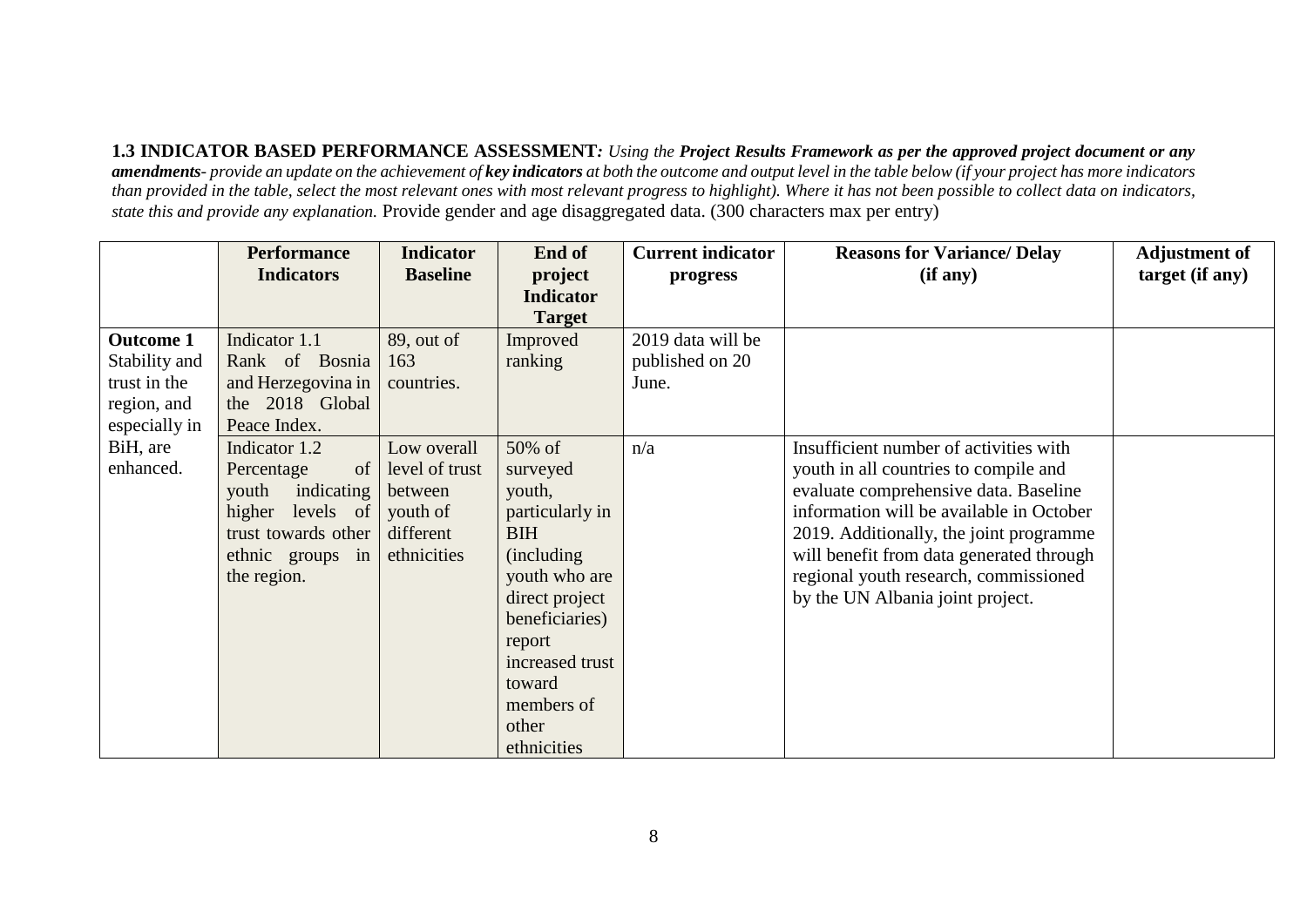**1.3 INDICATOR BASED PERFORMANCE ASSESSMENT***: Using the* ***Project Results Framework as per the approved project document or any amendments****- provide an update on the achievement of* ***key indicators*** *at both the outcome and output level in the table below (if your project has more indicators than provided in the table, select the most relevant ones with most relevant progress to highlight). Where it has not been possible to collect data on indicators, state this and provide any explanation.* Provide gender and age disaggregated data. (300 characters max per entry)

| | Performance Indicators | Indicator Baseline | End of project Indicator Target | Current indicator progress | Reasons for Variance/ Delay (if any) | Adjustment of target (if any) |
|---|---|---|---|---|---|---|
| **Outcome 1** Stability and trust in the region, and especially in BiH, are enhanced. | Indicator 1.1 Rank of Bosnia and Herzegovina in the 2018 Global Peace Index. | 89, out of 163 countries. | Improved ranking | 2019 data will be published on 20 June. | | |
| | Indicator 1.2 Percentage of youth indicating higher levels of trust towards other ethnic groups in the region. | Low overall level of trust between youth of different ethnicities | 50% of surveyed youth, particularly in BIH (including youth who are direct project beneficiaries) report increased trust toward members of other ethnicities | n/a | Insufficient number of activities with youth in all countries to compile and evaluate comprehensive data. Baseline information will be available in October 2019. Additionally, the joint programme will benefit from data generated through regional youth research, commissioned by the UN Albania joint project. | |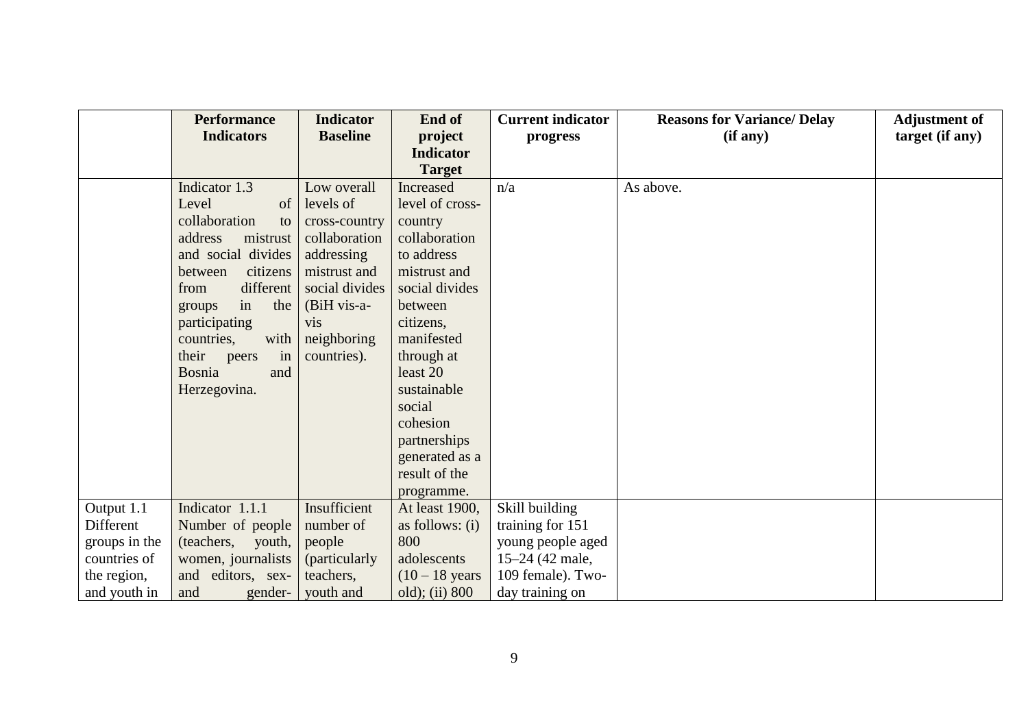| | Performance Indicators | Indicator Baseline | End of project Indicator Target | Current indicator progress | Reasons for Variance/ Delay (if any) | Adjustment of target (if any) |
|---|---|---|---|---|---|---|
| | Indicator 1.3 Level of collaboration to address mistrust and social divides between citizens from different groups in the participating countries, with their peers in Bosnia and Herzegovina. | Low overall levels of cross-country collaboration addressing mistrust and social divides (BiH vis-a-vis neighboring countries). | Increased level of cross-country collaboration to address mistrust and social divides between citizens, manifested through at least 20 sustainable social cohesion partnerships generated as a result of the programme. | n/a | As above. | |
| Output 1.1 Different groups in the countries of the region, and youth in | Indicator 1.1.1 Number of people (teachers, youth, women, journalists and editors, sex- and gender- | Insufficient number of people (particularly teachers, youth and | At least 1900, as follows: (i) 800 adolescents (10 – 18 years old); (ii) 800 | Skill building training for 151 young people aged 15–24 (42 male, 109 female). Two-day training on | | |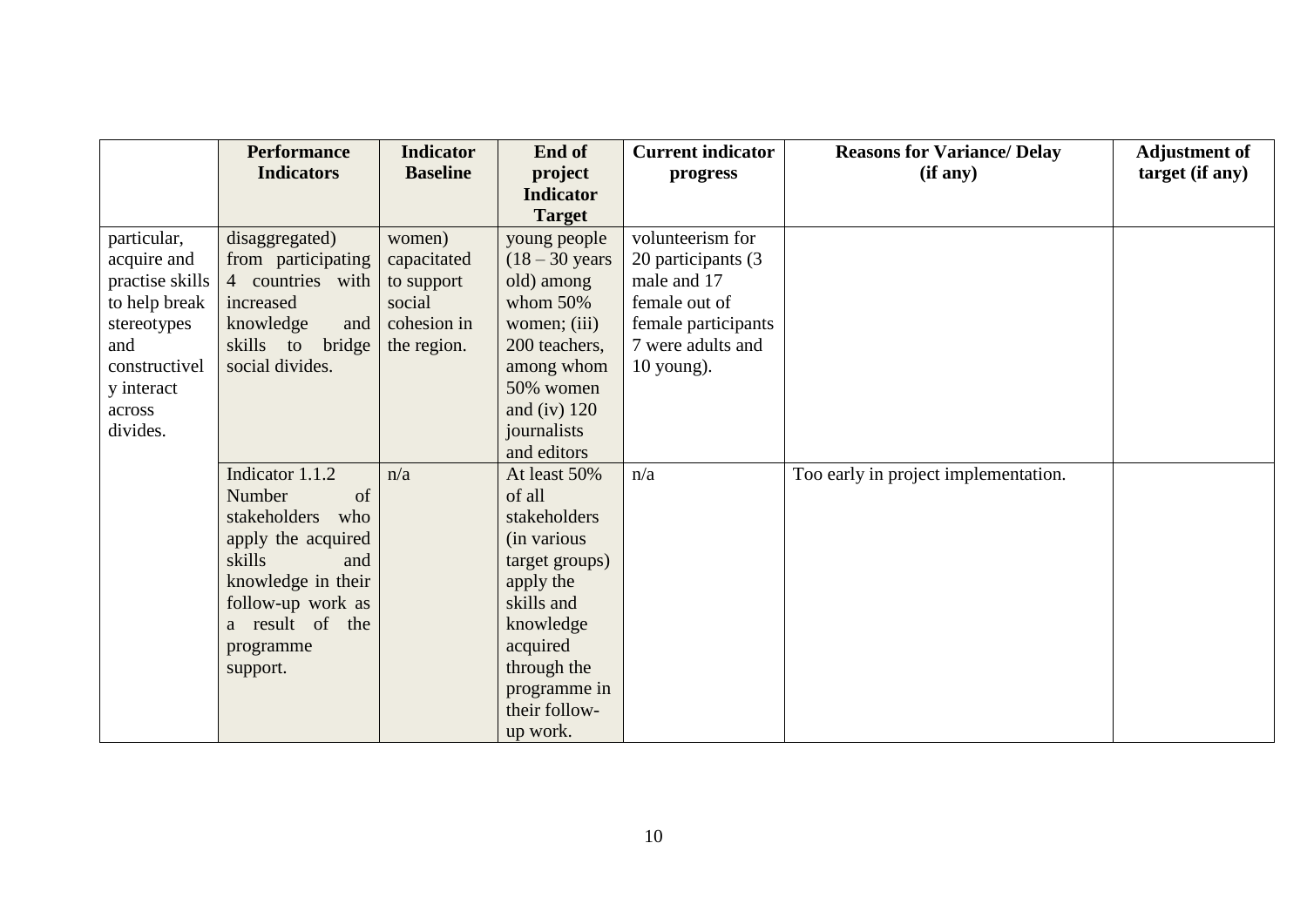| | Performance Indicators | Indicator Baseline | End of project Indicator Target | Current indicator progress | Reasons for Variance/ Delay (if any) | Adjustment of target (if any) |
|---|---|---|---|---|---|---|
| particular, acquire and practise skills to help break stereotypes and constructively interact across divides. | disaggregated) from participating 4 countries with increased knowledge and skills to bridge social divides. | women) capacitated to support social cohesion in the region. | young people (18 – 30 years old) among whom 50% women; (iii) 200 teachers, among whom 50% women and (iv) 120 journalists and editors | volunteerism for 20 participants (3 male and 17 female out of female participants 7 were adults and 10 young). | | |
| | Indicator 1.1.2 Number of stakeholders who apply the acquired skills and knowledge in their follow-up work as a result of the programme support. | n/a | At least 50% of all stakeholders (in various target groups) apply the skills and knowledge acquired through the programme in their follow-up work. | n/a | Too early in project implementation. | |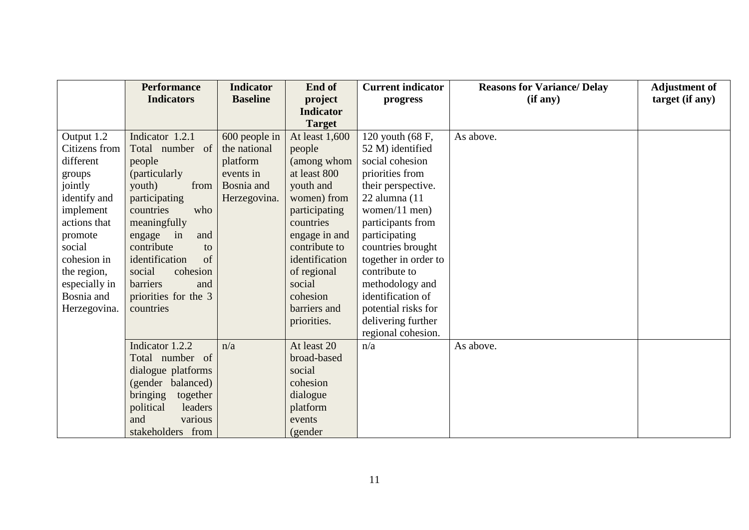| | Performance Indicators | Indicator Baseline | End of project Indicator Target | Current indicator progress | Reasons for Variance/ Delay (if any) | Adjustment of target (if any) |
|---|---|---|---|---|---|---|
| Output 1.2 Citizens from different groups jointly identify and implement actions that promote social cohesion in the region, especially in Bosnia and Herzegovina. | Indicator 1.2.1 Total number of people (particularly youth) from participating countries who meaningfully engage in and contribute to identification of social cohesion barriers and priorities for the 3 countries | 600 people in the national platform events in Bosnia and Herzegovina. | At least 1,600 people (among whom at least 800 youth and women) from participating countries engage in and contribute to identification of regional social cohesion barriers and priorities. | 120 youth (68 F, 52 M) identified social cohesion priorities from their perspective. 22 alumna (11 women/11 men) participants from participating countries brought together in order to contribute to methodology and identification of potential risks for delivering further regional cohesion. | As above. | |
| | Indicator 1.2.2 Total number of dialogue platforms (gender balanced) bringing together political leaders and various stakeholders from | n/a | At least 20 broad-based social cohesion dialogue platform events (gender | n/a | As above. | |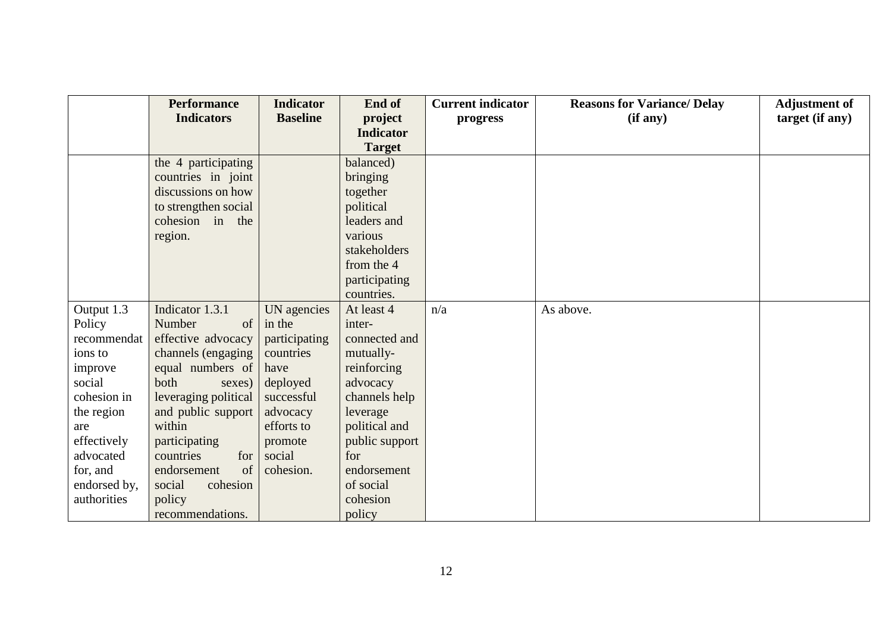|  | Performance Indicators | Indicator Baseline | End of project Indicator Target | Current indicator progress | Reasons for Variance/ Delay (if any) | Adjustment of target (if any) |
|---|---|---|---|---|---|---|
|  | the 4 participating countries in joint discussions on how to strengthen social cohesion in the region. |  | balanced) bringing together political leaders and various stakeholders from the 4 participating countries. |  |  |  |
| Output 1.3 Policy recommendations to improve social cohesion in the region are effectively advocated for, and endorsed by, authorities | Indicator 1.3.1 Number of effective advocacy channels (engaging equal numbers of both sexes) leveraging political and public support within participating countries for endorsement of social cohesion policy recommendations. | UN agencies in the participating countries have deployed successful advocacy efforts to promote social cohesion. | At least 4 inter-connected and mutually-reinforcing advocacy channels help leverage political and public support for endorsement of social cohesion policy | n/a | As above. |  |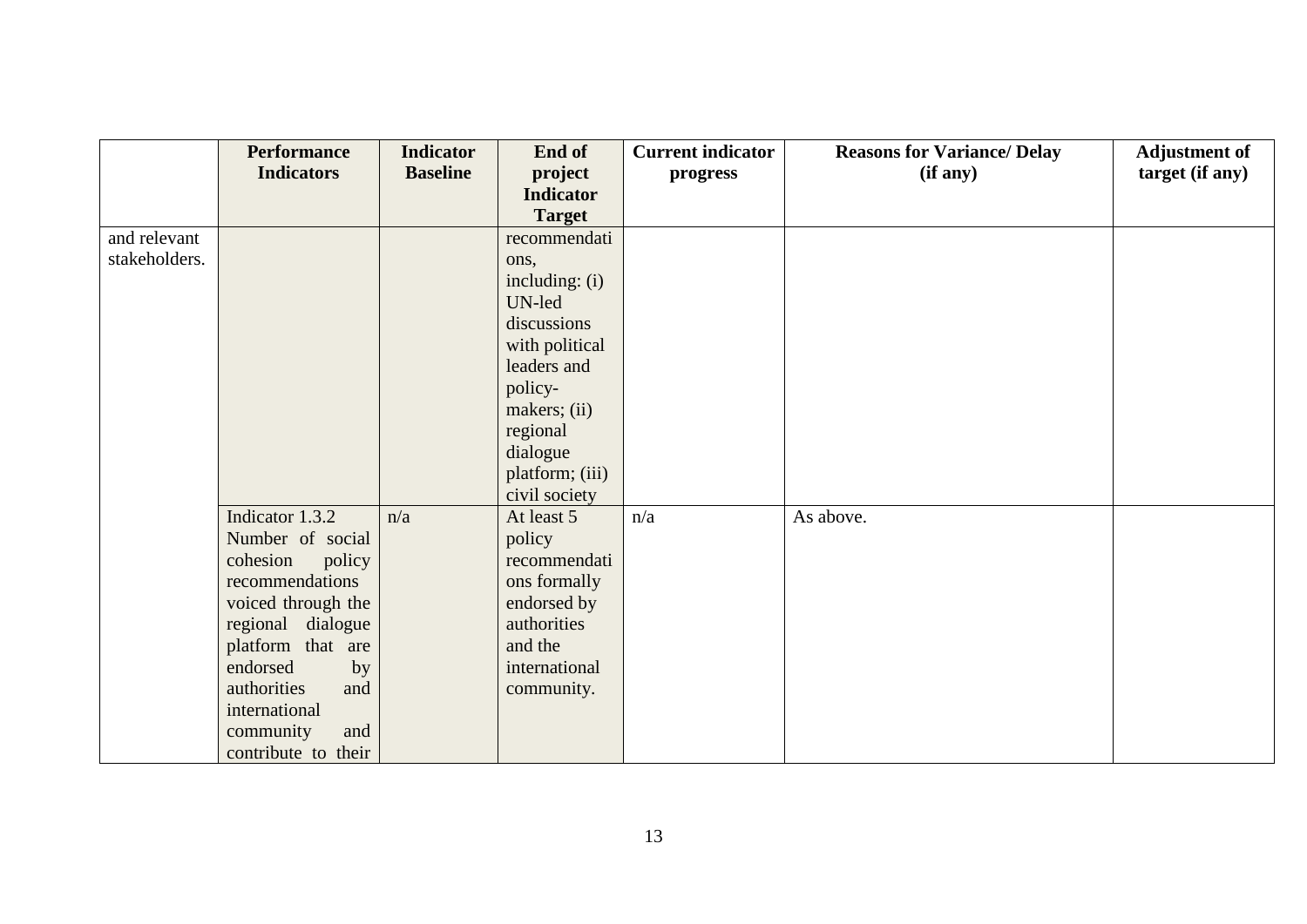| | Performance Indicators | Indicator Baseline | End of project Indicator Target | Current indicator progress | Reasons for Variance/ Delay (if any) | Adjustment of target (if any) |
|---|---|---|---|---|---|---|
| and relevant stakeholders. | | | recommendations, including: (i) UN-led discussions with political leaders and policy-makers; (ii) regional dialogue platform; (iii) civil society | | | |
| | Indicator 1.3.2 Number of social cohesion policy recommendations voiced through the regional dialogue platform that are endorsed by authorities and international community and contribute to their | n/a | At least 5 policy recommendations formally endorsed by authorities and the international community. | n/a | As above. | |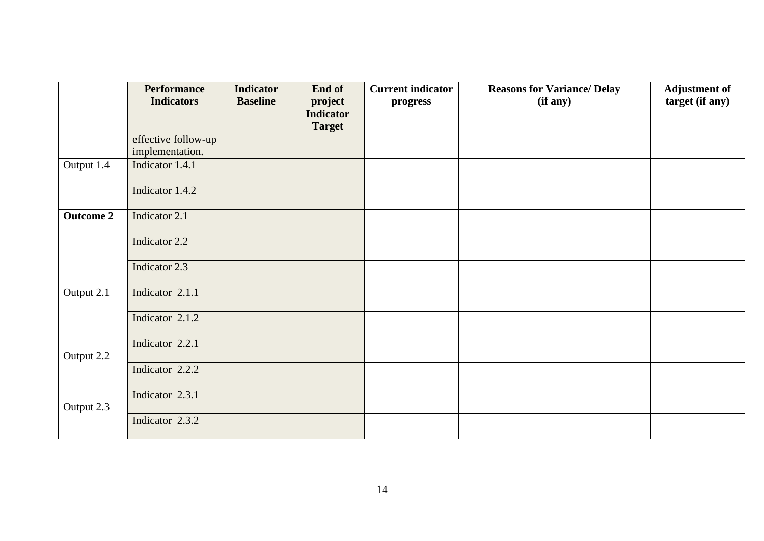| | Performance Indicators | Indicator Baseline | End of project Indicator Target | Current indicator progress | Reasons for Variance/ Delay (if any) | Adjustment of target (if any) |
|---|---|---|---|---|---|---|
| | effective follow-up implementation. | | | | | |
| Output 1.4 | Indicator 1.4.1 | | | | | |
| | Indicator 1.4.2 | | | | | |
| **Outcome 2** | Indicator 2.1 | | | | | |
| | Indicator 2.2 | | | | | |
| | Indicator 2.3 | | | | | |
| Output 2.1 | Indicator 2.1.1 | | | | | |
| | Indicator 2.1.2 | | | | | |
| Output 2.2 | Indicator 2.2.1 | | | | | |
| | Indicator 2.2.2 | | | | | |
| Output 2.3 | Indicator 2.3.1 | | | | | |
| | Indicator 2.3.2 | | | | | |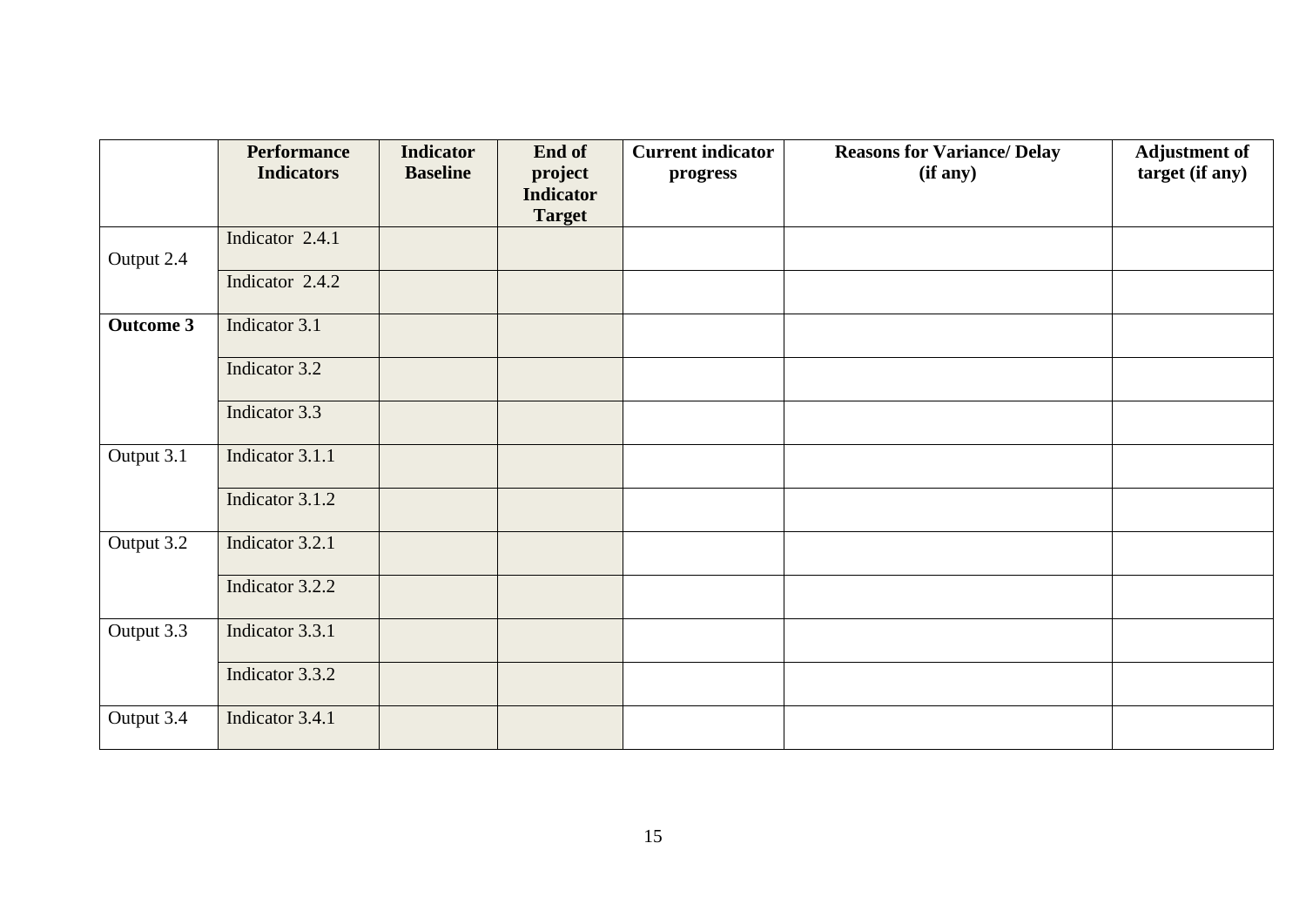| | Performance Indicators | Indicator Baseline | End of project Indicator Target | Current indicator progress | Reasons for Variance/ Delay (if any) | Adjustment of target (if any) |
|---|---|---|---|---|---|---|
| Output 2.4 | Indicator 2.4.1 | | | | | |
| | Indicator 2.4.2 | | | | | |
| **Outcome 3** | Indicator 3.1 | | | | | |
| | Indicator 3.2 | | | | | |
| | Indicator 3.3 | | | | | |
| Output 3.1 | Indicator 3.1.1 | | | | | |
| | Indicator 3.1.2 | | | | | |
| Output 3.2 | Indicator 3.2.1 | | | | | |
| | Indicator 3.2.2 | | | | | |
| Output 3.3 | Indicator 3.3.1 | | | | | |
| | Indicator 3.3.2 | | | | | |
| Output 3.4 | Indicator 3.4.1 | | | | | |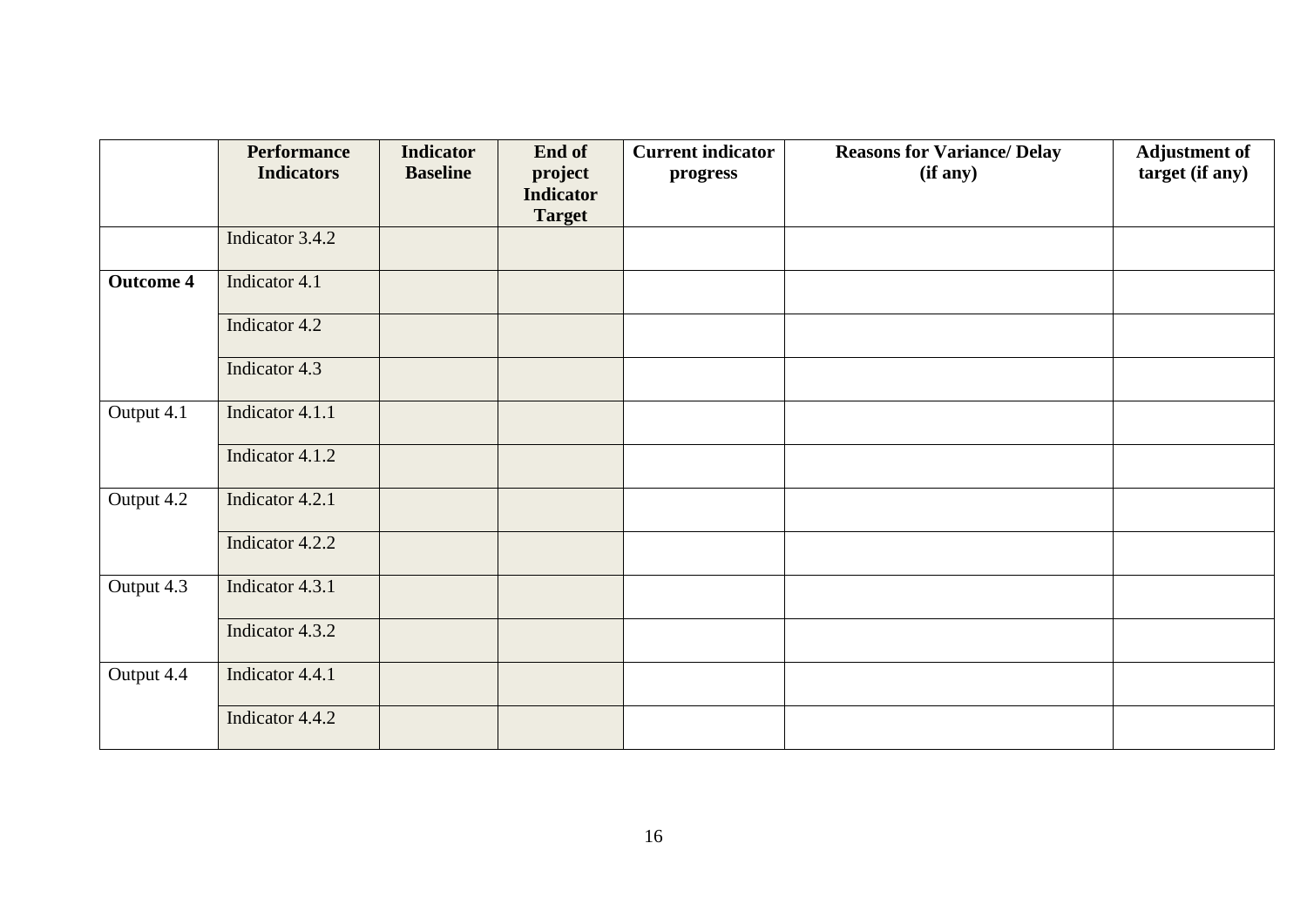| | Performance Indicators | Indicator Baseline | End of project Indicator Target | Current indicator progress | Reasons for Variance/ Delay (if any) | Adjustment of target (if any) |
|---|---|---|---|---|---|---|
| | Indicator 3.4.2 | | | | | |
| **Outcome 4** | Indicator 4.1 | | | | | |
| | Indicator 4.2 | | | | | |
| | Indicator 4.3 | | | | | |
| Output 4.1 | Indicator 4.1.1 | | | | | |
| | Indicator 4.1.2 | | | | | |
| Output 4.2 | Indicator 4.2.1 | | | | | |
| | Indicator 4.2.2 | | | | | |
| Output 4.3 | Indicator 4.3.1 | | | | | |
| | Indicator 4.3.2 | | | | | |
| Output 4.4 | Indicator 4.4.1 | | | | | |
| | Indicator 4.4.2 | | | | | |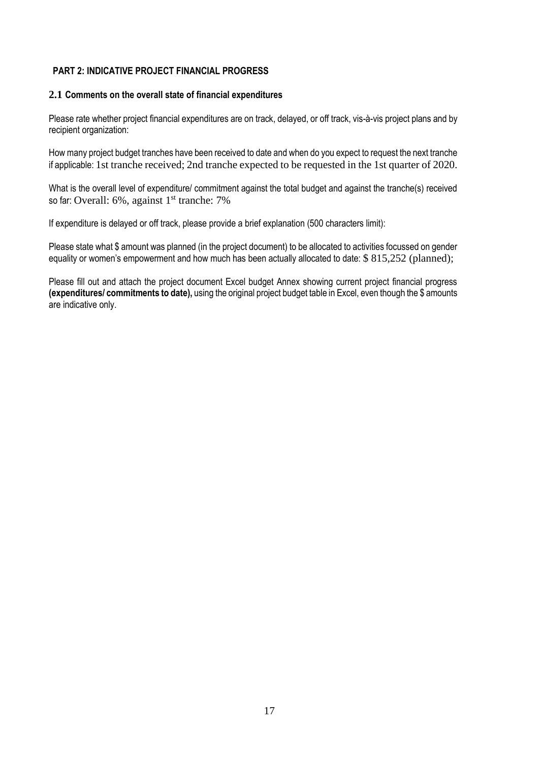## PART 2: INDICATIVE PROJECT FINANCIAL PROGRESS

### 2.1 Comments on the overall state of financial expenditures

Please rate whether project financial expenditures are on track, delayed, or off track, vis-à-vis project plans and by recipient organization:

How many project budget tranches have been received to date and when do you expect to request the next tranche if applicable: 1st tranche received; 2nd tranche expected to be requested in the 1st quarter of 2020.

What is the overall level of expenditure/ commitment against the total budget and against the tranche(s) received so far: Overall: 6%, against 1st tranche: 7%

If expenditure is delayed or off track, please provide a brief explanation (500 characters limit):

Please state what $ amount was planned (in the project document) to be allocated to activities focussed on gender equality or women's empowerment and how much has been actually allocated to date: $ 815,252 (planned);

Please fill out and attach the project document Excel budget Annex showing current project financial progress **(expenditures/ commitments to date),** using the original project budget table in Excel, even though the $ amounts are indicative only.